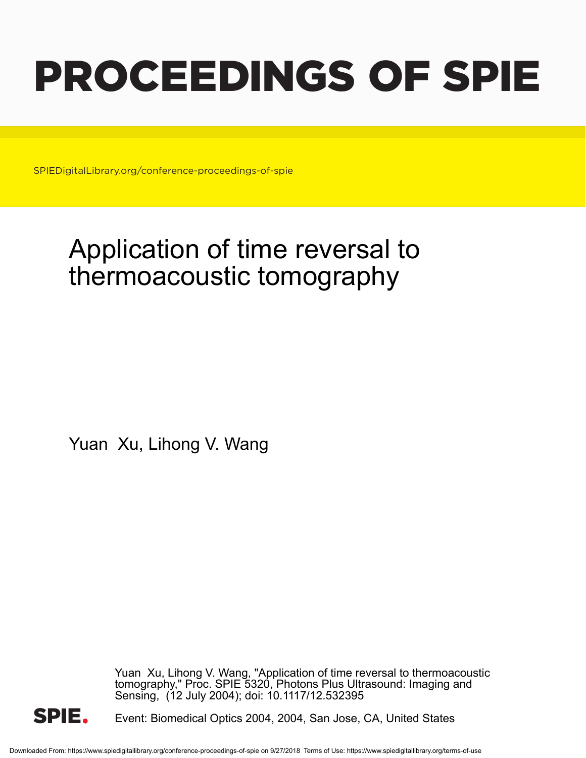# PROCEEDINGS OF SPIE

SPIEDigitalLibrary.org/conference-proceedings-of-spie

# Application of time reversal to thermoacoustic tomography

Yuan Xu, Lihong V. Wang

Yuan Xu, Lihong V. Wang, "Application of time reversal to thermoacoustic tomography," Proc. SPIE 5320, Photons Plus Ultrasound: Imaging and Sensing, (12 July 2004); doi: 10.1117/12.532395

Event: Biomedical Optics 2004, 2004, San Jose, CA, United States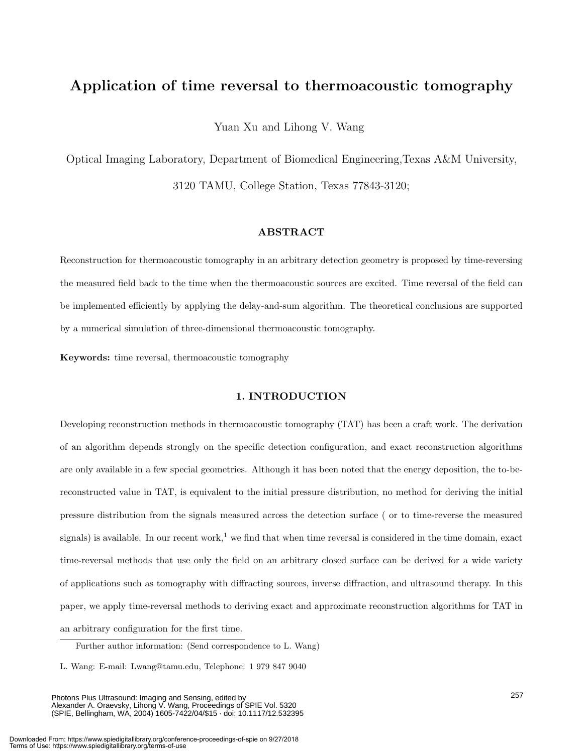# Application of time reversal to thermoacoustic tomography

Yuan Xu and Lihong V. Wang

Optical Imaging Laboratory, Department of Biomedical Engineering,Texas A&M University,

3120 TAMU, College Station, Texas 77843-3120;

## ABSTRACT

Reconstruction for thermoacoustic tomography in an arbitrary detection geometry is proposed by time-reversing the measured field back to the time when the thermoacoustic sources are excited. Time reversal of the field can be implemented efficiently by applying the delay-and-sum algorithm. The theoretical conclusions are supported by a numerical simulation of three-dimensional thermoacoustic tomography.

**Keywords:** time reversal, thermoacoustic tomography

## 1. INTRODUCTION

Developing reconstruction methods in thermoacoustic tomography (TAT) has been a craft work. The derivation of an algorithm depends strongly on the specific detection configuration, and exact reconstruction algorithms are only available in a few special geometries. Although it has been noted that the energy deposition, the to-be-reconstructed value in TAT, is equivalent to the initial pressure distribution, no method for deriving the initial pressure distribution from the signals measured across the detection surface ( or to time-reverse the measured signals) is available. In our recent work,[1] we find that when time reversal is considered in the time domain, exact time-reversal methods that use only the field on an arbitrary closed surface can be derived for a wide variety of applications such as tomography with diffracting sources, inverse diffraction, and ultrasound therapy. In this paper, we apply time-reversal methods to deriving exact and approximate reconstruction algorithms for TAT in an arbitrary configuration for the first time.

Further author information: (Send correspondence to L. Wang)

L. Wang: E-mail: Lwang@tamu.edu, Telephone: 1 979 847 9040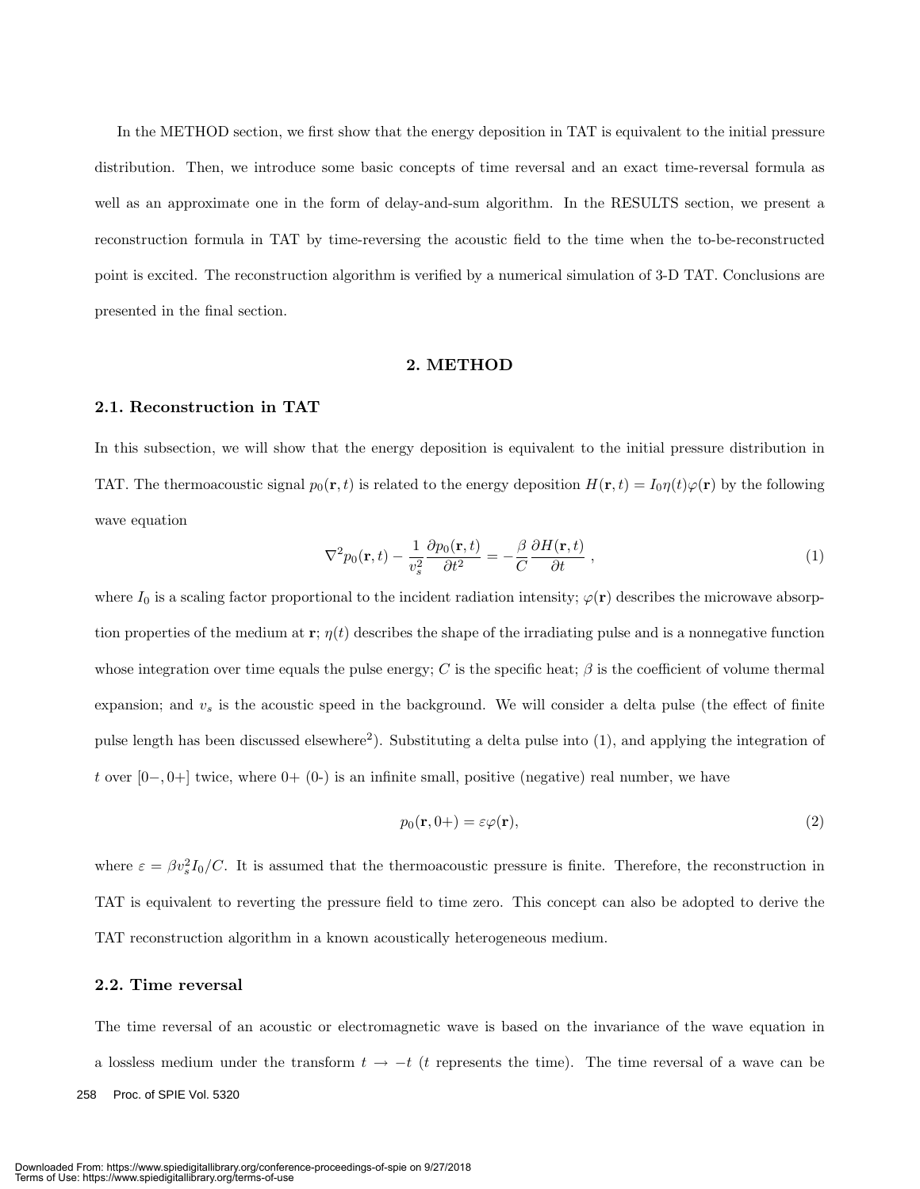In the METHOD section, we first show that the energy deposition in TAT is equivalent to the initial pressure distribution. Then, we introduce some basic concepts of time reversal and an exact time-reversal formula as well as an approximate one in the form of delay-and-sum algorithm. In the RESULTS section, we present a reconstruction formula in TAT by time-reversing the acoustic field to the time when the to-be-reconstructed point is excited. The reconstruction algorithm is verified by a numerical simulation of 3-D TAT. Conclusions are presented in the final section.

## 2. METHOD

### 2.1. Reconstruction in TAT

In this subsection, we will show that the energy deposition is equivalent to the initial pressure distribution in TAT. The thermoacoustic signal $p_0(\mathbf{r}, t)$ is related to the energy deposition $H(\mathbf{r}, t) = I_0\eta(t)\varphi(\mathbf{r})$ by the following wave equation

$$\nabla^2 p_0(\mathbf{r}, t) - \frac{1}{v_s^2}\frac{\partial p_0(\mathbf{r}, t)}{\partial t^2} = -\frac{\beta}{C}\frac{\partial H(\mathbf{r}, t)}{\partial t}\ , \tag{1}$$

where $I_0$ is a scaling factor proportional to the incident radiation intensity; $\varphi(\mathbf{r})$ describes the microwave absorption properties of the medium at $\mathbf{r}$; $\eta(t)$ describes the shape of the irradiating pulse and is a nonnegative function whose integration over time equals the pulse energy; $C$ is the specific heat; $\beta$ is the coefficient of volume thermal expansion; and $v_s$ is the acoustic speed in the background. We will consider a delta pulse (the effect of finite pulse length has been discussed elsewhere[2]). Substituting a delta pulse into (1), and applying the integration of $t$ over $[0-, 0+]$ twice, where $0+$ (0-) is an infinite small, positive (negative) real number, we have

$$p_0(\mathbf{r}, 0+) = \varepsilon\varphi(\mathbf{r}), \tag{2}$$

where $\varepsilon = \beta v_s^2 I_0/C$. It is assumed that the thermoacoustic pressure is finite. Therefore, the reconstruction in TAT is equivalent to reverting the pressure field to time zero. This concept can also be adopted to derive the TAT reconstruction algorithm in a known acoustically heterogeneous medium.

### 2.2. Time reversal

The time reversal of an acoustic or electromagnetic wave is based on the invariance of the wave equation in a lossless medium under the transform $t \to -t$ ($t$ represents the time). The time reversal of a wave can be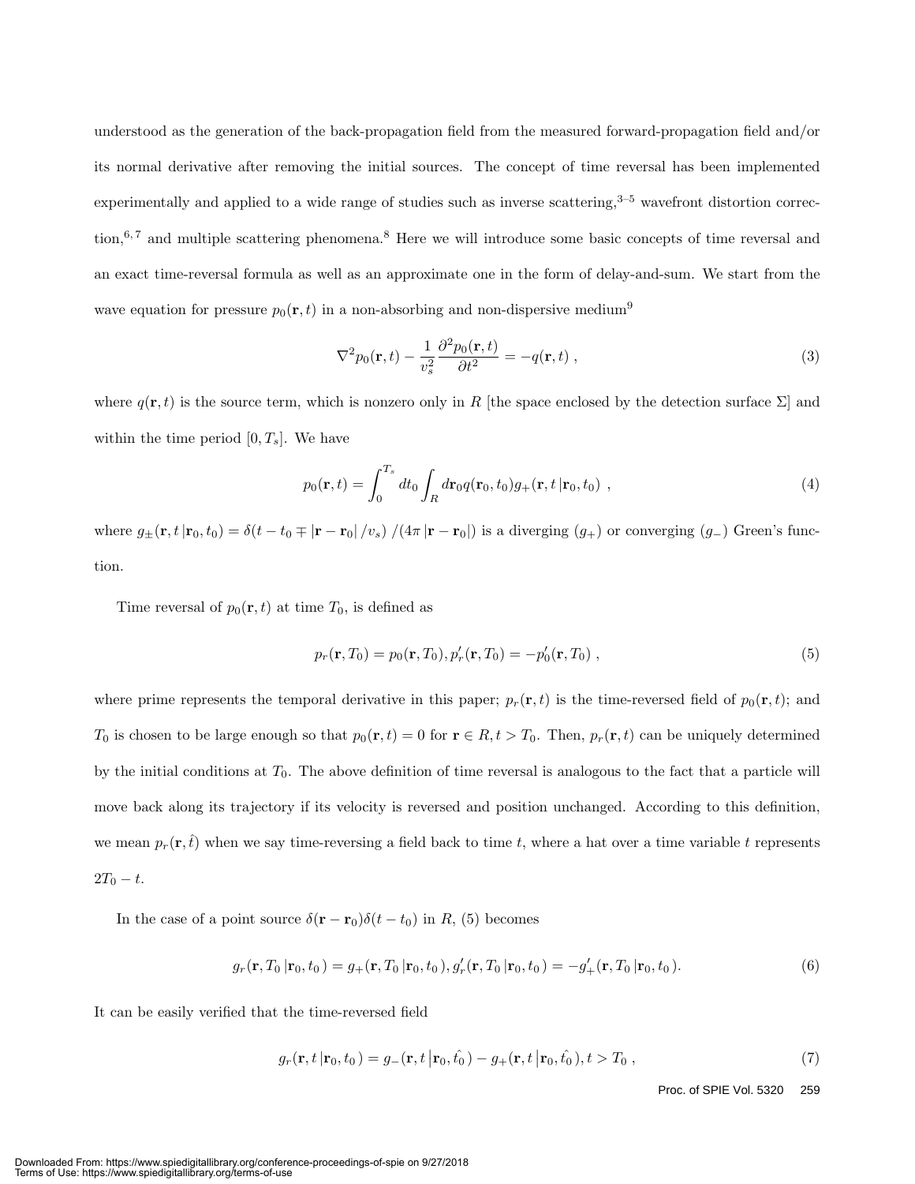understood as the generation of the back-propagation field from the measured forward-propagation field and/or its normal derivative after removing the initial sources. The concept of time reversal has been implemented experimentally and applied to a wide range of studies such as inverse scattering,[3–5] wavefront distortion correction,[6,7] and multiple scattering phenomena.[8] Here we will introduce some basic concepts of time reversal and an exact time-reversal formula as well as an approximate one in the form of delay-and-sum. We start from the wave equation for pressure $p_0(\mathbf{r}, t)$ in a non-absorbing and non-dispersive medium[9]

$$\nabla^2 p_0(\mathbf{r}, t) - \frac{1}{v_s^2}\frac{\partial^2 p_0(\mathbf{r}, t)}{\partial t^2} = -q(\mathbf{r}, t) \ , \tag{3}$$

where $q(\mathbf{r}, t)$ is the source term, which is nonzero only in $R$ [the space enclosed by the detection surface $\Sigma$] and within the time period $[0, T_s]$. We have

$$p_0(\mathbf{r}, t) = \int_0^{T_s} dt_0 \int_R d\mathbf{r}_0 q(\mathbf{r}_0, t_0) g_+(\mathbf{r}, t\,|\mathbf{r}_0, t_0) \ , \tag{4}$$

where $g_\pm(\mathbf{r}, t\,|\mathbf{r}_0, t_0) = \delta(t - t_0 \mp |\mathbf{r} - \mathbf{r}_0|\,/v_s)\,/(4\pi\,|\mathbf{r} - \mathbf{r}_0|)$ is a diverging ($g_+$) or converging ($g_-$) Green's function.

Time reversal of $p_0(\mathbf{r}, t)$ at time $T_0$, is defined as

$$p_r(\mathbf{r}, T_0) = p_0(\mathbf{r}, T_0), p_r'(\mathbf{r}, T_0) = -p_0'(\mathbf{r}, T_0) \ , \tag{5}$$

where prime represents the temporal derivative in this paper; $p_r(\mathbf{r}, t)$ is the time-reversed field of $p_0(\mathbf{r}, t)$; and $T_0$ is chosen to be large enough so that $p_0(\mathbf{r}, t) = 0$ for $\mathbf{r} \in R, t > T_0$. Then, $p_r(\mathbf{r}, t)$ can be uniquely determined by the initial conditions at $T_0$. The above definition of time reversal is analogous to the fact that a particle will move back along its trajectory if its velocity is reversed and position unchanged. According to this definition, we mean $p_r(\mathbf{r}, \hat{t})$ when we say time-reversing a field back to time $t$, where a hat over a time variable $t$ represents $2T_0 - t$.

In the case of a point source $\delta(\mathbf{r} - \mathbf{r}_0)\delta(t - t_0)$ in $R$, (5) becomes

$$g_r(\mathbf{r}, T_0\,|\mathbf{r}_0, t_0\,) = g_+(\mathbf{r}, T_0\,|\mathbf{r}_0, t_0\,), g_r'(\mathbf{r}, T_0\,|\mathbf{r}_0, t_0\,) = -g_+'(\mathbf{r}, T_0\,|\mathbf{r}_0, t_0\,). \tag{6}$$

It can be easily verified that the time-reversed field

$$g_r(\mathbf{r}, t\,|\mathbf{r}_0, t_0\,) = g_-(\mathbf{r}, t\,\big|\mathbf{r}_0, \hat{t_0}\,) - g_+(\mathbf{r}, t\,\big|\mathbf{r}_0, \hat{t_0}\,), t > T_0 \ , \tag{7}$$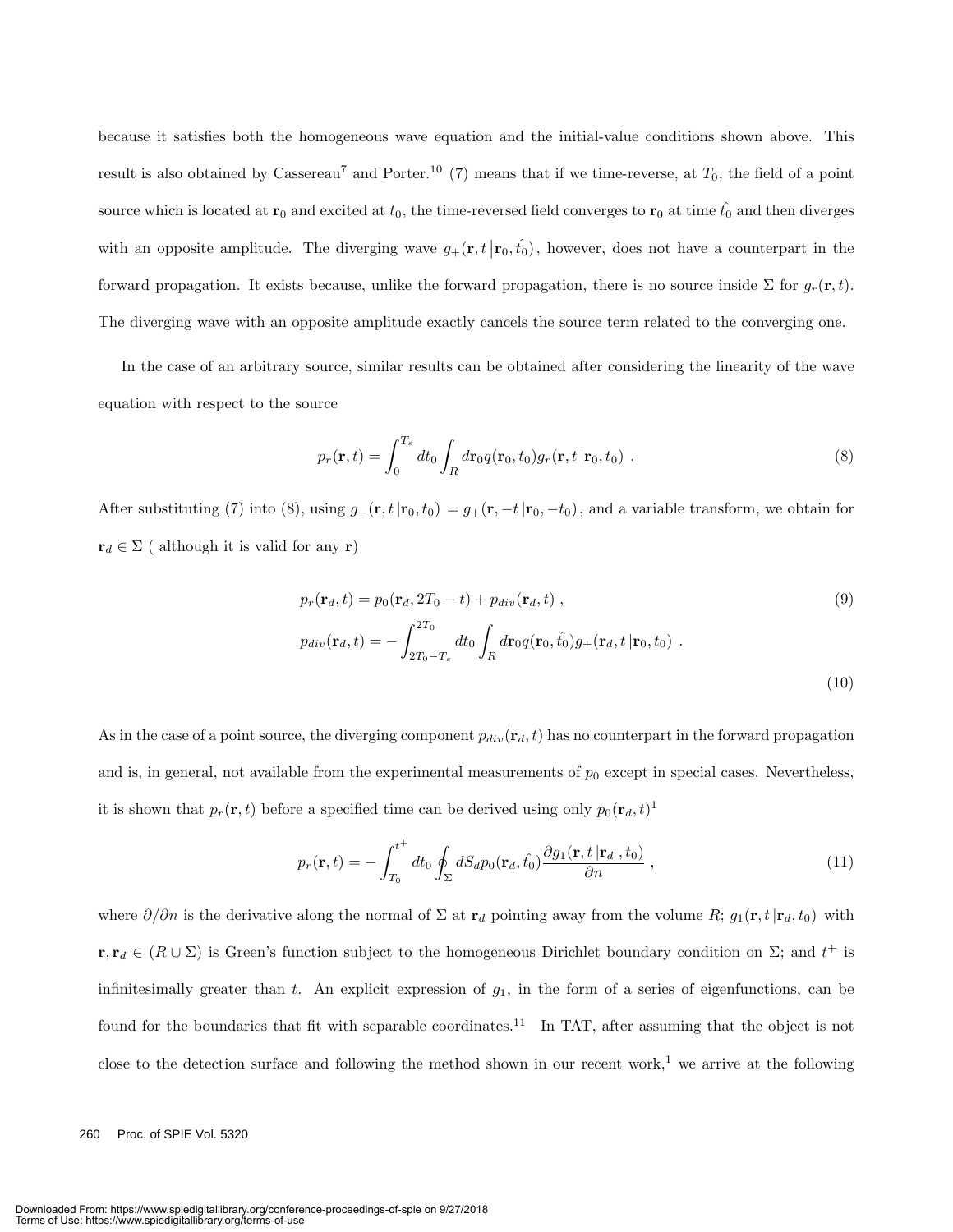because it satisfies both the homogeneous wave equation and the initial-value conditions shown above. This result is also obtained by Cassereau[7] and Porter.[10] (7) means that if we time-reverse, at $T_0$, the field of a point source which is located at $\mathbf{r}_0$ and excited at $t_0$, the time-reversed field converges to $\mathbf{r}_0$ at time $\hat{t_0}$ and then diverges with an opposite amplitude. The diverging wave $g_+(\mathbf{r}, t\,|\mathbf{r}_0, \hat{t_0})$, however, does not have a counterpart in the forward propagation. It exists because, unlike the forward propagation, there is no source inside $\Sigma$ for $g_r(\mathbf{r}, t)$. The diverging wave with an opposite amplitude exactly cancels the source term related to the converging one.

In the case of an arbitrary source, similar results can be obtained after considering the linearity of the wave equation with respect to the source

$$p_r(\mathbf{r}, t) = \int_0^{T_s} dt_0 \int_R d\mathbf{r}_0 q(\mathbf{r}_0, t_0) g_r(\mathbf{r}, t\,|\mathbf{r}_0, t_0) \ . \tag{8}$$

After substituting (7) into (8), using $g_-(\mathbf{r}, t\,|\mathbf{r}_0, t_0) = g_+(\mathbf{r}, -t\,|\mathbf{r}_0, -t_0)$, and a variable transform, we obtain for $\mathbf{r}_d \in \Sigma$ ( although it is valid for any $\mathbf{r}$)

$$p_r(\mathbf{r}_d, t) = p_0(\mathbf{r}_d, 2T_0 - t) + p_{div}(\mathbf{r}_d, t) \ , \tag{9}$$

$$p_{div}(\mathbf{r}_d, t) = -\int_{2T_0 - T_s}^{2T_0} dt_0 \int_R d\mathbf{r}_0 q(\mathbf{r}_0, \hat{t_0}) g_+(\mathbf{r}_d, t\,|\mathbf{r}_0, t_0) \ . \tag{10}$$

As in the case of a point source, the diverging component $p_{div}(\mathbf{r}_d, t)$ has no counterpart in the forward propagation and is, in general, not available from the experimental measurements of $p_0$ except in special cases. Nevertheless, it is shown that $p_r(\mathbf{r}, t)$ before a specified time can be derived using only $p_0(\mathbf{r}_d, t)$[1]

$$p_r(\mathbf{r}, t) = -\int_{T_0}^{t^+} dt_0 \oint_\Sigma dS_d p_0(\mathbf{r}_d, \hat{t_0}) \frac{\partial g_1(\mathbf{r}, t\,|\mathbf{r}_d \ , t_0)}{\partial n} \ , \tag{11}$$

where $\partial/\partial n$ is the derivative along the normal of $\Sigma$ at $\mathbf{r}_d$ pointing away from the volume $R$; $g_1(\mathbf{r}, t\,|\mathbf{r}_d, t_0)$ with $\mathbf{r}, \mathbf{r}_d \in (R \cup \Sigma)$ is Green's function subject to the homogeneous Dirichlet boundary condition on $\Sigma$; and $t^+$ is infinitesimally greater than $t$. An explicit expression of $g_1$, in the form of a series of eigenfunctions, can be found for the boundaries that fit with separable coordinates.[11] In TAT, after assuming that the object is not close to the detection surface and following the method shown in our recent work,[1] we arrive at the following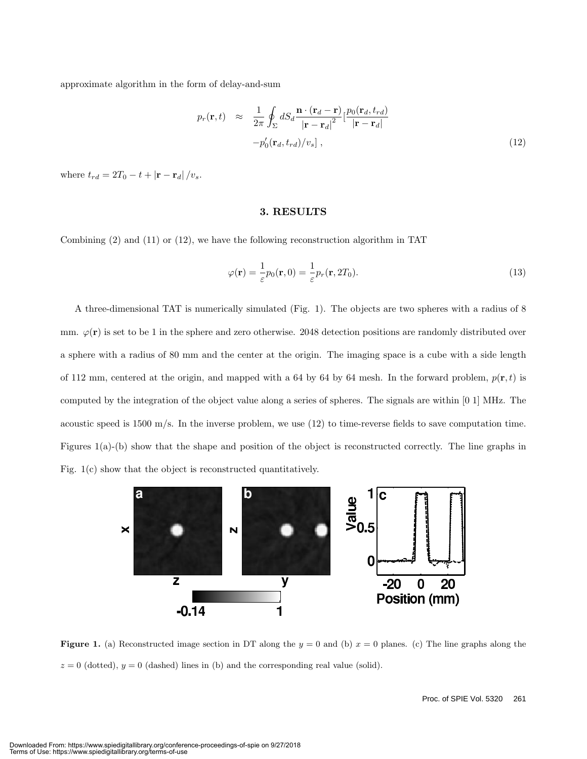approximate algorithm in the form of delay-and-sum

$$
\begin{aligned}
p_r(\mathbf{r},t) \quad &\approx \quad \frac{1}{2\pi}\oint_{\Sigma} dS_d \frac{\mathbf{n}\cdot(\mathbf{r}_d-\mathbf{r})}{\left|\mathbf{r}-\mathbf{r}_d\right|^2}\left[\frac{p_0(\mathbf{r}_d,t_{rd})}{\left|\mathbf{r}-\mathbf{r}_d\right|}\right. \\
&\left. -p_0'(\mathbf{r}_d,t_{rd})/v_s\right], \qquad (12)
\end{aligned}
$$

where $t_{rd} = 2T_0 - t + |\mathbf{r}-\mathbf{r}_d|/v_s$.

## 3. RESULTS

Combining (2) and (11) or (12), we have the following reconstruction algorithm in TAT

$$
\varphi(\mathbf{r}) = \frac{1}{\varepsilon}p_0(\mathbf{r},0) = \frac{1}{\varepsilon}p_r(\mathbf{r},2T_0). \qquad (13)
$$

A three-dimensional TAT is numerically simulated (Fig. 1). The objects are two spheres with a radius of 8 mm. $\varphi(\mathbf{r})$ is set to be 1 in the sphere and zero otherwise. 2048 detection positions are randomly distributed over a sphere with a radius of 80 mm and the center at the origin. The imaging space is a cube with a side length of 112 mm, centered at the origin, and mapped with a 64 by 64 by 64 mesh. In the forward problem, $p(\mathbf{r},t)$ is computed by the integration of the object value along a series of spheres. The signals are within [0 1] MHz. The acoustic speed is 1500 m/s. In the inverse problem, we use (12) to time-reverse fields to save computation time. Figures 1(a)-(b) show that the shape and position of the object is reconstructed correctly. The line graphs in Fig. 1(c) show that the object is reconstructed quantitatively.

**Figure 1.** (a) Reconstructed image section in DT along the $y = 0$ and (b) $x = 0$ planes. (c) The line graphs along the $z = 0$ (dotted), $y = 0$ (dashed) lines in (b) and the corresponding real value (solid).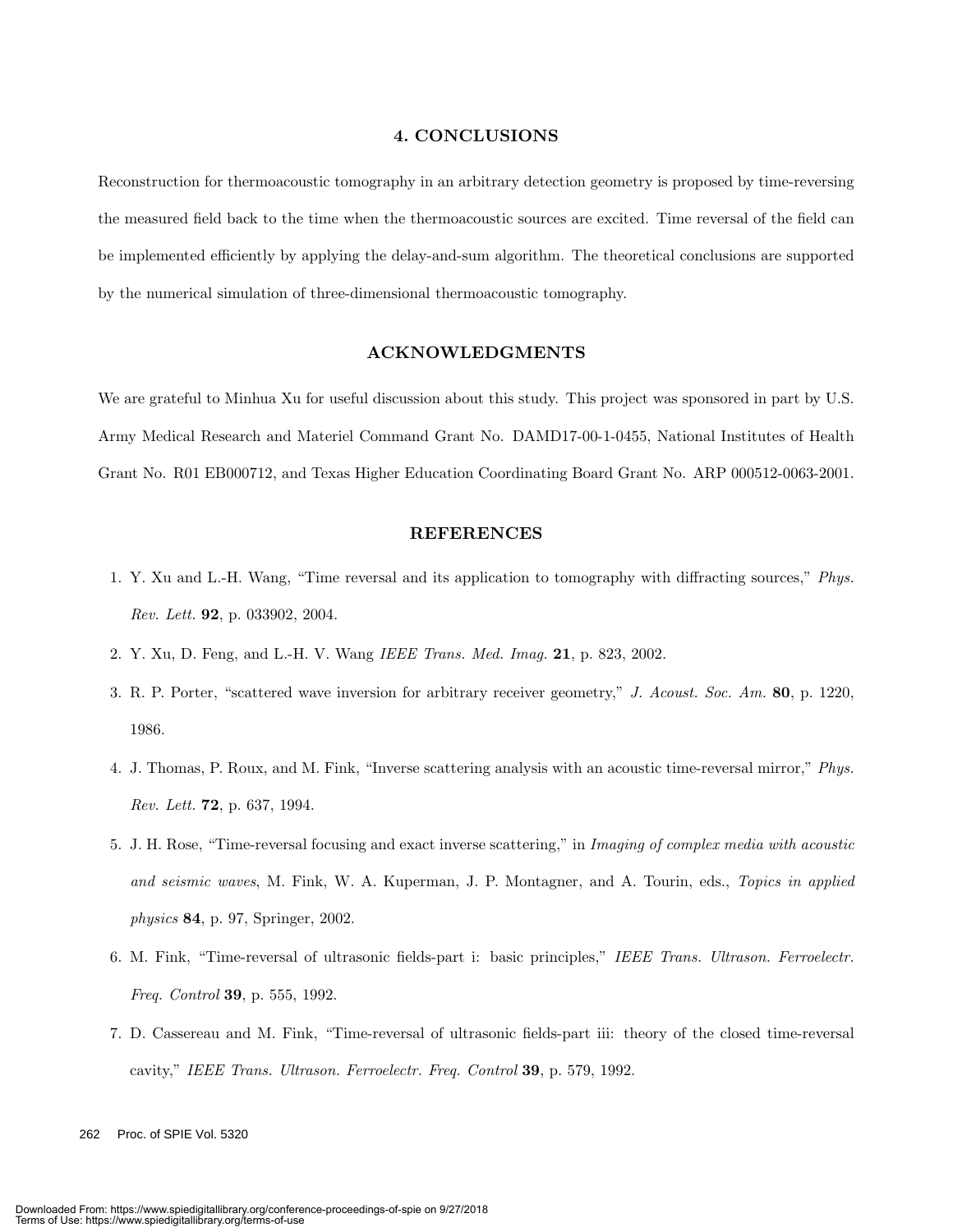## 4. CONCLUSIONS

Reconstruction for thermoacoustic tomography in an arbitrary detection geometry is proposed by time-reversing the measured field back to the time when the thermoacoustic sources are excited. Time reversal of the field can be implemented efficiently by applying the delay-and-sum algorithm. The theoretical conclusions are supported by the numerical simulation of three-dimensional thermoacoustic tomography.

## ACKNOWLEDGMENTS

We are grateful to Minhua Xu for useful discussion about this study. This project was sponsored in part by U.S. Army Medical Research and Materiel Command Grant No. DAMD17-00-1-0455, National Institutes of Health Grant No. R01 EB000712, and Texas Higher Education Coordinating Board Grant No. ARP 000512-0063-2001.

## REFERENCES

1. Y. Xu and L.-H. Wang, "Time reversal and its application to tomography with diffracting sources," *Phys. Rev. Lett.* **92**, p. 033902, 2004.
2. Y. Xu, D. Feng, and L.-H. V. Wang *IEEE Trans. Med. Imag.* **21**, p. 823, 2002.
3. R. P. Porter, "scattered wave inversion for arbitrary receiver geometry," *J. Acoust. Soc. Am.* **80**, p. 1220, 1986.
4. J. Thomas, P. Roux, and M. Fink, "Inverse scattering analysis with an acoustic time-reversal mirror," *Phys. Rev. Lett.* **72**, p. 637, 1994.
5. J. H. Rose, "Time-reversal focusing and exact inverse scattering," in *Imaging of complex media with acoustic and seismic waves*, M. Fink, W. A. Kuperman, J. P. Montagner, and A. Tourin, eds., *Topics in applied physics* **84**, p. 97, Springer, 2002.
6. M. Fink, "Time-reversal of ultrasonic fields-part i: basic principles," *IEEE Trans. Ultrason. Ferroelectr. Freq. Control* **39**, p. 555, 1992.
7. D. Cassereau and M. Fink, "Time-reversal of ultrasonic fields-part iii: theory of the closed time-reversal cavity," *IEEE Trans. Ultrason. Ferroelectr. Freq. Control* **39**, p. 579, 1992.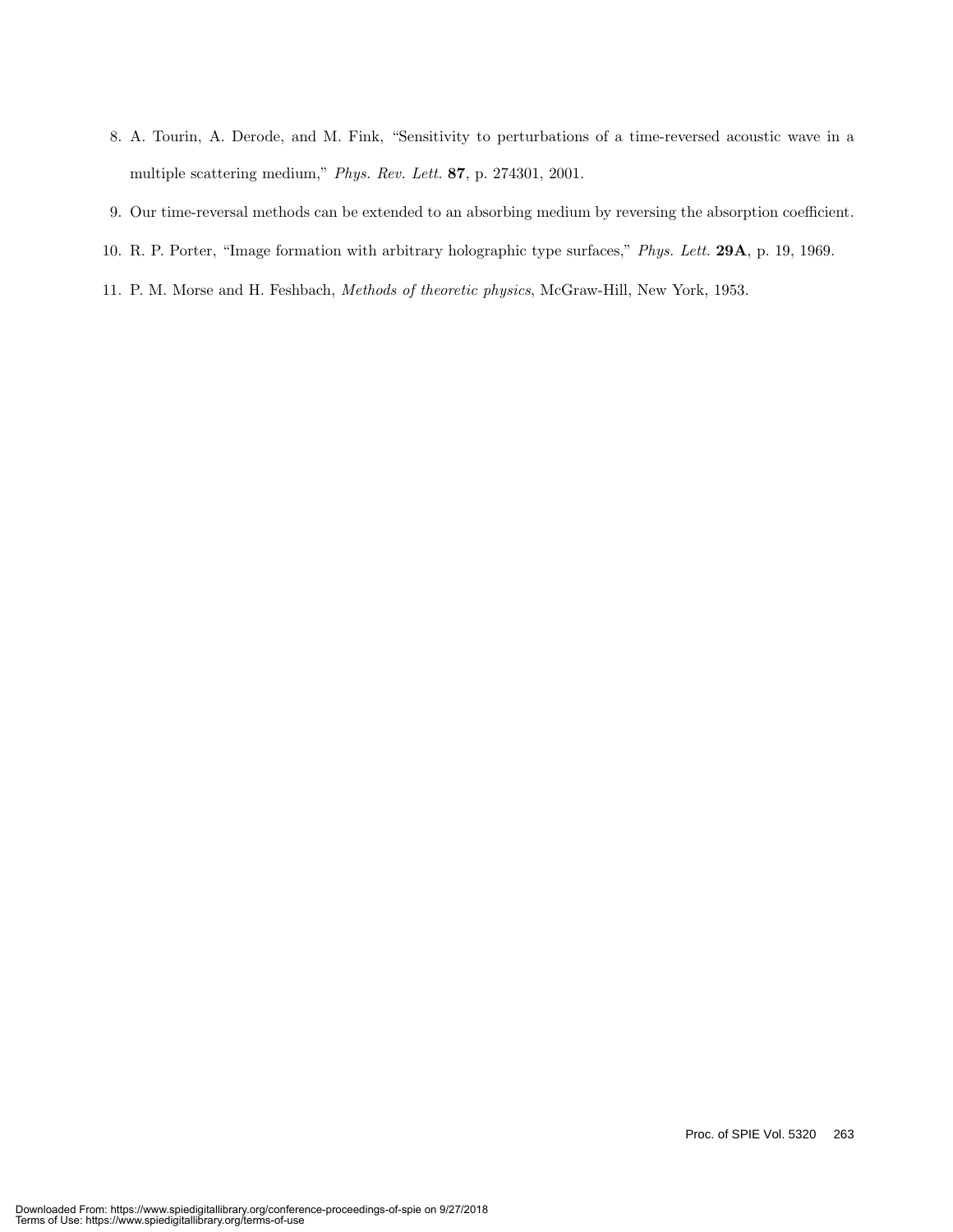8. A. Tourin, A. Derode, and M. Fink, "Sensitivity to perturbations of a time-reversed acoustic wave in a multiple scattering medium," *Phys. Rev. Lett.* **87**, p. 274301, 2001.
9. Our time-reversal methods can be extended to an absorbing medium by reversing the absorption coefficient.
10. R. P. Porter, "Image formation with arbitrary holographic type surfaces," *Phys. Lett.* **29A**, p. 19, 1969.
11. P. M. Morse and H. Feshbach, *Methods of theoretic physics*, McGraw-Hill, New York, 1953.